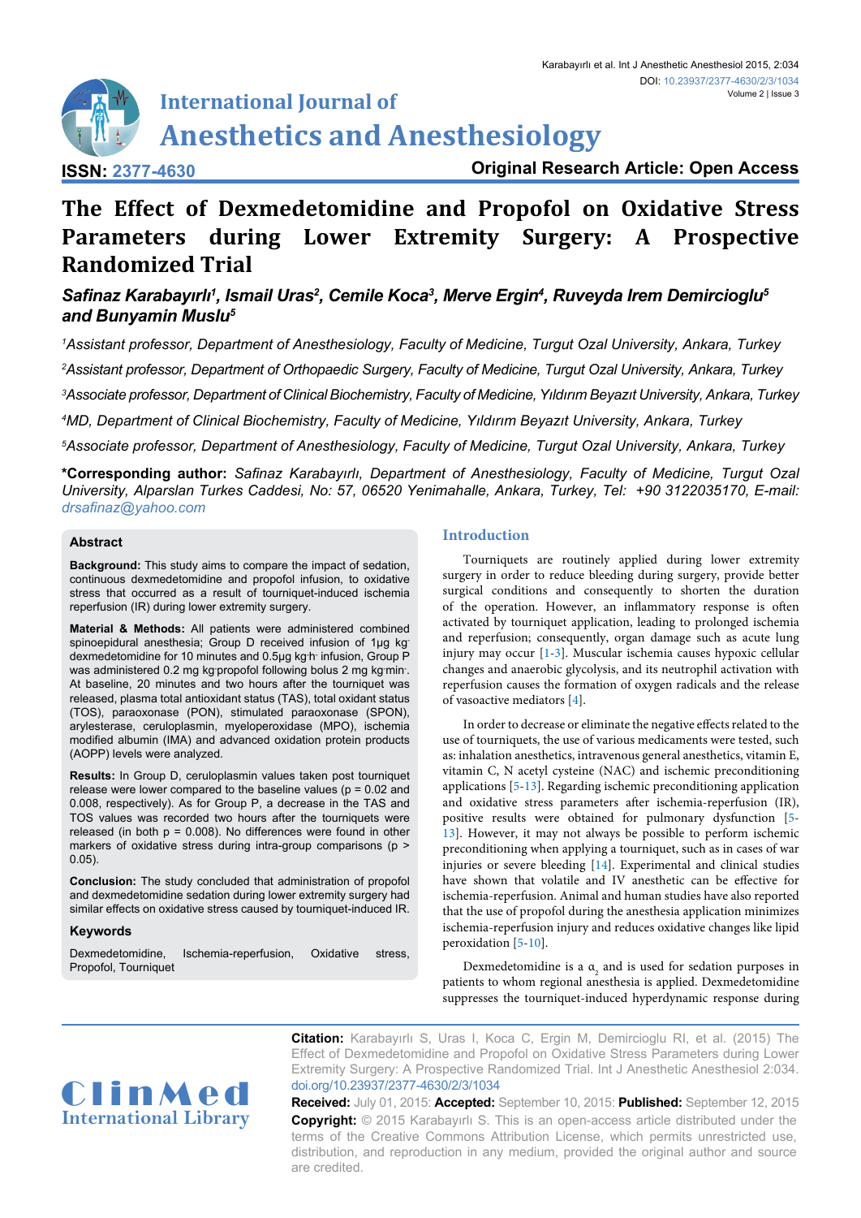International Journal of Anesthetics and Anesthesiology

ISSN: 2377-4630

Original Research Article: Open Access

# The Effect of Dexmedetomidine and Propofol on Oxidative Stress Parameters during Lower Extremity Surgery: A Prospective Randomized Trial

***Safinaz Karabayırlı[1], Ismail Uras[2], Cemile Koca[3], Merve Ergin[4], Ruveyda Irem Demircioglu[5] and Bunyamin Muslu[5]***

*[1]Assistant professor, Department of Anesthesiology, Faculty of Medicine, Turgut Ozal University, Ankara, Turkey*

*[2]Assistant professor, Department of Orthopaedic Surgery, Faculty of Medicine, Turgut Ozal University, Ankara, Turkey*

*[3]Associate professor, Department of Clinical Biochemistry, Faculty of Medicine, Yıldırım Beyazıt University, Ankara, Turkey*

*[4]MD, Department of Clinical Biochemistry, Faculty of Medicine, Yıldırım Beyazıt University, Ankara, Turkey*

*[5]Associate professor, Department of Anesthesiology, Faculty of Medicine, Turgut Ozal University, Ankara, Turkey*

**\*Corresponding author:** *Safinaz Karabayırlı, Department of Anesthesiology, Faculty of Medicine, Turgut Ozal University, Alparslan Turkes Caddesi, No: 57, 06520 Yenimahalle, Ankara, Turkey, Tel: +90 3122035170, E-mail: drsafinaz@yahoo.com*

## Abstract

**Background:** This study aims to compare the impact of sedation, continuous dexmedetomidine and propofol infusion, to oxidative stress that occurred as a result of tourniquet-induced ischemia reperfusion (IR) during lower extremity surgery.

**Material & Methods:** All patients were administered combined spinoepidural anesthesia; Group D received infusion of 1µg $kg^{-}$ dexmedetomidine for 10 minutes and 0.5µg $kg^{-}h^{-}$ infusion, Group P was administered 0.2 mg $kg^{-}$propofol following bolus 2 mg $kg^{-}min^{-}$. At baseline, 20 minutes and two hours after the tourniquet was released, plasma total antioxidant status (TAS), total oxidant status (TOS), paraoxonase (PON), stimulated paraoxonase (SPON), arylesterase, ceruloplasmin, myeloperoxidase (MPO), ischemia modified albumin (IMA) and advanced oxidation protein products (AOPP) levels were analyzed.

**Results:** In Group D, ceruloplasmin values taken post tourniquet release were lower compared to the baseline values ($p = 0.02$ and 0.008, respectively). As for Group P, a decrease in the TAS and TOS values was recorded two hours after the tourniquets were released (in both $p = 0.008$). No differences were found in other markers of oxidative stress during intra-group comparisons ($p > 0.05$).

**Conclusion:** The study concluded that administration of propofol and dexmedetomidine sedation during lower extremity surgery had similar effects on oxidative stress caused by tourniquet-induced IR.

### Keywords

Dexmedetomidine, Ischemia-reperfusion, Oxidative stress, Propofol, Tourniquet

## Introduction

Tourniquets are routinely applied during lower extremity surgery in order to reduce bleeding during surgery, provide better surgical conditions and consequently to shorten the duration of the operation. However, an inflammatory response is often activated by tourniquet application, leading to prolonged ischemia and reperfusion; consequently, organ damage such as acute lung injury may occur [1-3]. Muscular ischemia causes hypoxic cellular changes and anaerobic glycolysis, and its neutrophil activation with reperfusion causes the formation of oxygen radicals and the release of vasoactive mediators [4].

In order to decrease or eliminate the negative effects related to the use of tourniquets, the use of various medicaments were tested, such as: inhalation anesthetics, intravenous general anesthetics, vitamin E, vitamin C, N acetyl cysteine (NAC) and ischemic preconditioning applications [5-13]. Regarding ischemic preconditioning application and oxidative stress parameters after ischemia-reperfusion (IR), positive results were obtained for pulmonary dysfunction [5-13]. However, it may not always be possible to perform ischemic preconditioning when applying a tourniquet, such as in cases of war injuries or severe bleeding [14]. Experimental and clinical studies have shown that volatile and IV anesthetic can be effective for ischemia-reperfusion. Animal and human studies have also reported that the use of propofol during the anesthesia application minimizes ischemia-reperfusion injury and reduces oxidative changes like lipid peroxidation [5-10].

Dexmedetomidine is a $\alpha_2$ and is used for sedation purposes in patients to whom regional anesthesia is applied. Dexmedetomidine suppresses the tourniquet-induced hyperdynamic response during

**Citation:** Karabayırlı S, Uras I, Koca C, Ergin M, Demircioglu RI, et al. (2015) The Effect of Dexmedetomidine and Propofol on Oxidative Stress Parameters during Lower Extremity Surgery: A Prospective Randomized Trial. Int J Anesthetic Anesthesiol 2:034. doi.org/10.23937/2377-4630/2/3/1034

**Received:** July 01, 2015: **Accepted:** September 10, 2015: **Published:** September 12, 2015

**Copyright:** © 2015 Karabayırlı S. This is an open-access article distributed under the terms of the Creative Commons Attribution License, which permits unrestricted use, distribution, and reproduction in any medium, provided the original author and source are credited.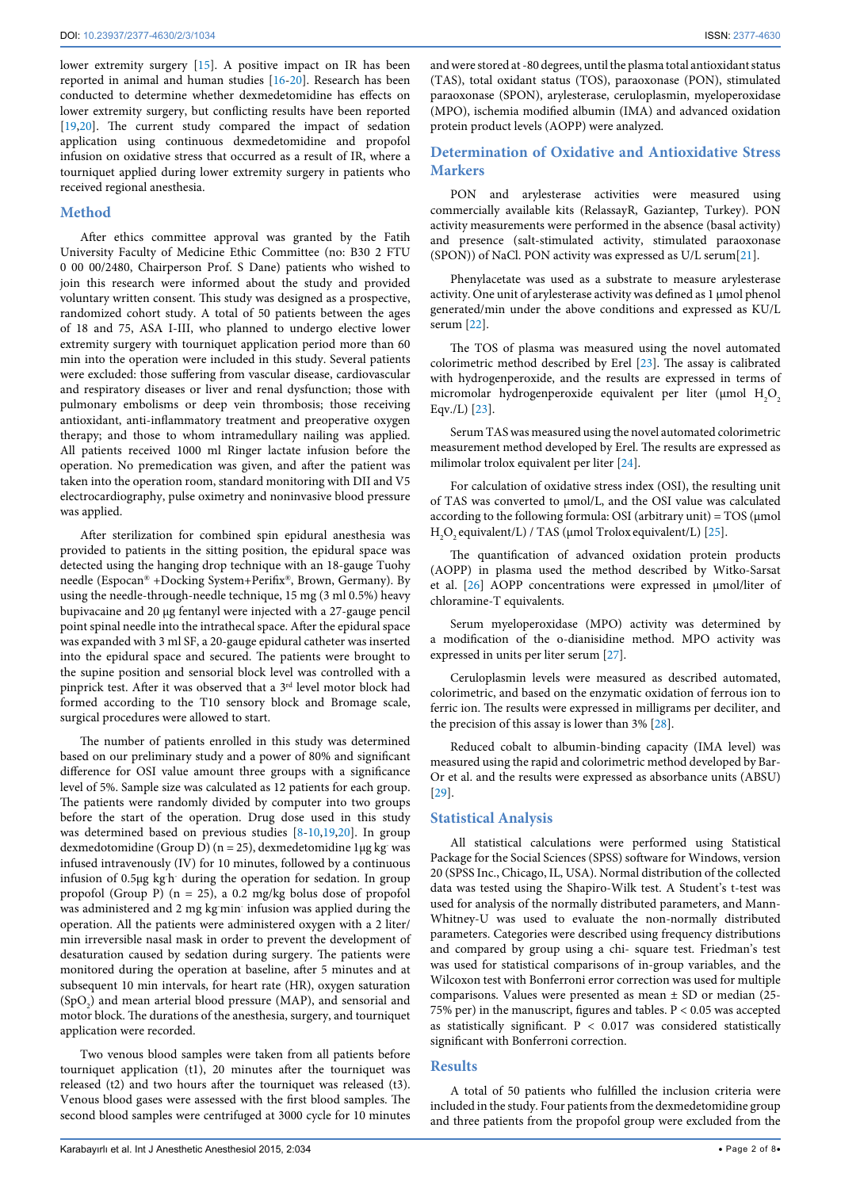lower extremity surgery [15]. A positive impact on IR has been reported in animal and human studies [16-20]. Research has been conducted to determine whether dexmedetomidine has effects on lower extremity surgery, but conflicting results have been reported [19,20]. The current study compared the impact of sedation application using continuous dexmedetomidine and propofol infusion on oxidative stress that occurred as a result of IR, where a tourniquet applied during lower extremity surgery in patients who received regional anesthesia.

## Method

After ethics committee approval was granted by the Fatih University Faculty of Medicine Ethic Committee (no: B30 2 FTU 0 00 00/2480, Chairperson Prof. S Dane) patients who wished to join this research were informed about the study and provided voluntary written consent. This study was designed as a prospective, randomized cohort study. A total of 50 patients between the ages of 18 and 75, ASA I-III, who planned to undergo elective lower extremity surgery with tourniquet application period more than 60 min into the operation were included in this study. Several patients were excluded: those suffering from vascular disease, cardiovascular and respiratory diseases or liver and renal dysfunction; those with pulmonary embolisms or deep vein thrombosis; those receiving antioxidant, anti-inflammatory treatment and preoperative oxygen therapy; and those to whom intramedullary nailing was applied. All patients received 1000 ml Ringer lactate infusion before the operation. No premedication was given, and after the patient was taken into the operation room, standard monitoring with DII and V5 electrocardiography, pulse oximetry and noninvasive blood pressure was applied.

After sterilization for combined spin epidural anesthesia was provided to patients in the sitting position, the epidural space was detected using the hanging drop technique with an 18-gauge Tuohy needle (Espocan® +Docking System+Perifix®, Brown, Germany). By using the needle-through-needle technique, 15 mg (3 ml 0.5%) heavy bupivacaine and 20 µg fentanyl were injected with a 27-gauge pencil point spinal needle into the intrathecal space. After the epidural space was expanded with 3 ml SF, a 20-gauge epidural catheter was inserted into the epidural space and secured. The patients were brought to the supine position and sensorial block level was controlled with a pinprick test. After it was observed that a 3rd level motor block had formed according to the T10 sensory block and Bromage scale, surgical procedures were allowed to start.

The number of patients enrolled in this study was determined based on our preliminary study and a power of 80% and significant difference for OSI value amount three groups with a significance level of 5%. Sample size was calculated as 12 patients for each group. The patients were randomly divided by computer into two groups before the start of the operation. Drug dose used in this study was determined based on previous studies [8-10,19,20]. In group dexmedetomidine (Group D) (n = 25), dexmedetomidine 1µg $kg^{-}$ was infused intravenously (IV) for 10 minutes, followed by a continuous infusion of 0.5µg $kg^{-}h^{-}$ during the operation for sedation. In group propofol (Group P) (n = 25), a 0.2 mg/kg bolus dose of propofol was administered and 2 mg $kg^{-}min^{-}$ infusion was applied during the operation. All the patients were administered oxygen with a 2 liter/min irreversible nasal mask in order to prevent the development of desaturation caused by sedation during surgery. The patients were monitored during the operation at baseline, after 5 minutes and at subsequent 10 min intervals, for heart rate (HR), oxygen saturation ($SpO_2$) and mean arterial blood pressure (MAP), and sensorial and motor block. The durations of the anesthesia, surgery, and tourniquet application were recorded.

Two venous blood samples were taken from all patients before tourniquet application (t1), 20 minutes after the tourniquet was released (t2) and two hours after the tourniquet was released (t3). Venous blood gases were assessed with the first blood samples. The second blood samples were centrifuged at 3000 cycle for 10 minutes and were stored at -80 degrees, until the plasma total antioxidant status (TAS), total oxidant status (TOS), paraoxonase (PON), stimulated paraoxonase (SPON), arylesterase, ceruloplasmin, myeloperoxidase (MPO), ischemia modified albumin (IMA) and advanced oxidation protein product levels (AOPP) were analyzed.

## Determination of Oxidative and Antioxidative Stress Markers

PON and arylesterase activities were measured using commercially available kits (RelassayR, Gaziantep, Turkey). PON activity measurements were performed in the absence (basal activity) and presence (salt-stimulated activity, stimulated paraoxonase (SPON)) of NaCl. PON activity was expressed as U/L serum[21].

Phenylacetate was used as a substrate to measure arylesterase activity. One unit of arylesterase activity was defined as 1 µmol phenol generated/min under the above conditions and expressed as KU/L serum [22].

The TOS of plasma was measured using the novel automated colorimetric method described by Erel [23]. The assay is calibrated with hydrogenperoxide, and the results are expressed in terms of micromolar hydrogenperoxide equivalent per liter (µmol $H_2O_2$ Eqv./L) [23].

Serum TAS was measured using the novel automated colorimetric measurement method developed by Erel. The results are expressed as milimolar trolox equivalent per liter [24].

For calculation of oxidative stress index (OSI), the resulting unit of TAS was converted to µmol/L, and the OSI value was calculated according to the following formula: OSI (arbitrary unit) = TOS (µmol $H_2O_2$ equivalent/L) / TAS (µmol Trolox equivalent/L) [25].

The quantification of advanced oxidation protein products (AOPP) in plasma used the method described by Witko-Sarsat et al. [26] AOPP concentrations were expressed in µmol/liter of chloramine-T equivalents.

Serum myeloperoxidase (MPO) activity was determined by a modification of the o-dianisidine method. MPO activity was expressed in units per liter serum [27].

Ceruloplasmin levels were measured as described automated, colorimetric, and based on the enzymatic oxidation of ferrous ion to ferric ion. The results were expressed in milligrams per deciliter, and the precision of this assay is lower than 3% [28].

Reduced cobalt to albumin-binding capacity (IMA level) was measured using the rapid and colorimetric method developed by Bar-Or et al. and the results were expressed as absorbance units (ABSU) [29].

## Statistical Analysis

All statistical calculations were performed using Statistical Package for the Social Sciences (SPSS) software for Windows, version 20 (SPSS Inc., Chicago, IL, USA). Normal distribution of the collected data was tested using the Shapiro-Wilk test. A Student's t-test was used for analysis of the normally distributed parameters, and Mann-Whitney-U was used to evaluate the non-normally distributed parameters. Categories were described using frequency distributions and compared by group using a chi- square test. Friedman's test was used for statistical comparisons of in-group variables, and the Wilcoxon test with Bonferroni error correction was used for multiple comparisons. Values were presented as mean ± SD or median (25-75% per) in the manuscript, figures and tables. $P < 0.05$ was accepted as statistically significant. $P < 0.017$ was considered statistically significant with Bonferroni correction.

## Results

A total of 50 patients who fulfilled the inclusion criteria were included in the study. Four patients from the dexmedetomidine group and three patients from the propofol group were excluded from the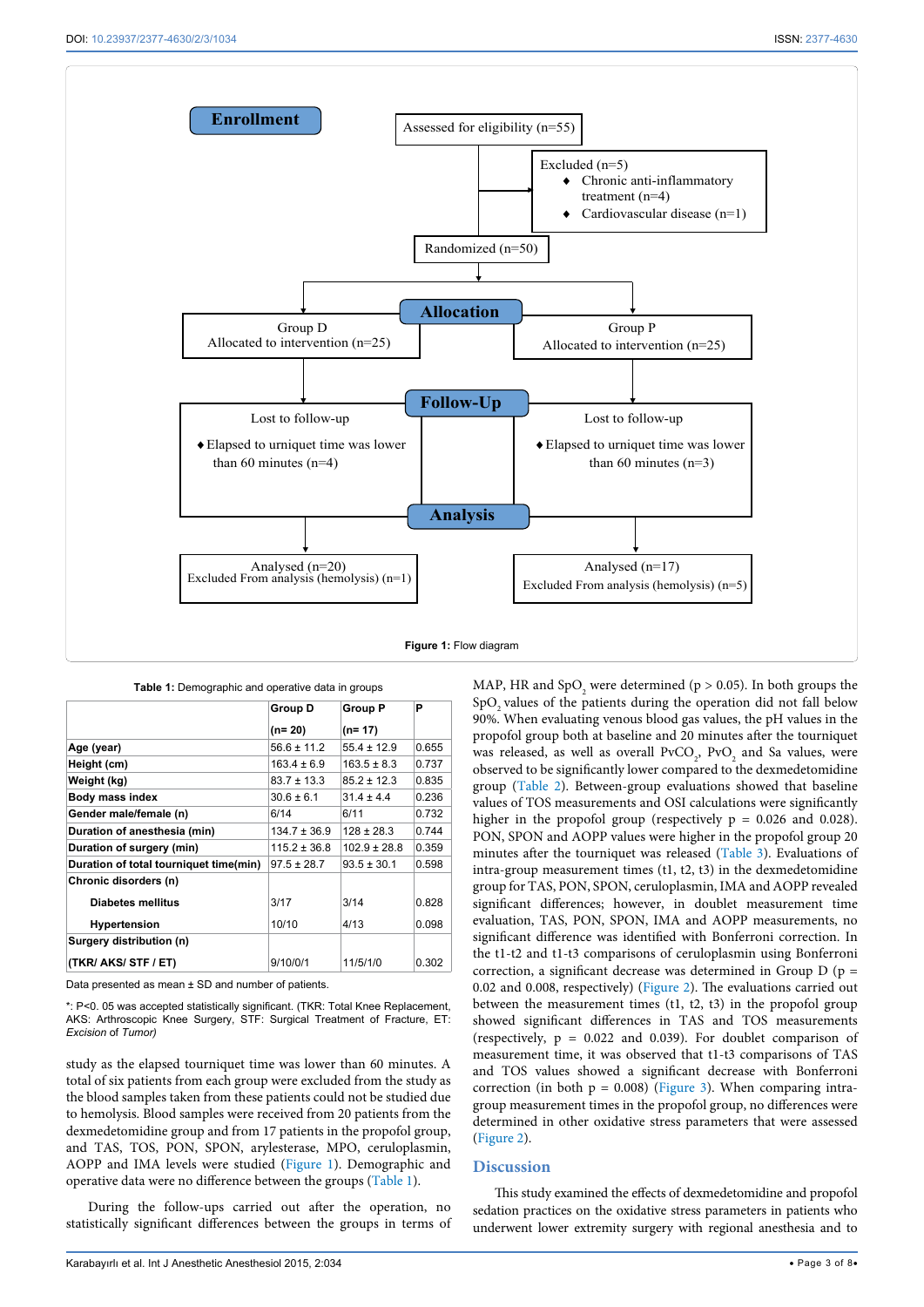Figure 1: Flow diagram

**Table 1:** Demographic and operative data in groups

| | Group D (n= 20) | Group P (n= 17) | P |
|---|---|---|---|
| **Age (year)** | 56.6 ± 11.2 | 55.4 ± 12.9 | 0.655 |
| **Height (cm)** | 163.4 ± 6.9 | 163.5 ± 8.3 | 0.737 |
| **Weight (kg)** | 83.7 ± 13.3 | 85.2 ± 12.3 | 0.835 |
| **Body mass index** | 30.6 ± 6.1 | 31.4 ± 4.4 | 0.236 |
| **Gender male/female (n)** | 6/14 | 6/11 | 0.732 |
| **Duration of anesthesia (min)** | 134.7 ± 36.9 | 128 ± 28.3 | 0.744 |
| **Duration of surgery (min)** | 115.2 ± 36.8 | 102.9 ± 28.8 | 0.359 |
| **Duration of total tourniquet time(min)** | 97.5 ± 28.7 | 93.5 ± 30.1 | 0.598 |
| **Chronic disorders (n)** | | | |
| **Diabetes mellitus** | 3/17 | 3/14 | 0.828 |
| **Hypertension** | 10/10 | 4/13 | 0.098 |
| **Surgery distribution (n)** (TKR/ AKS/ STF / ET) | 9/10/0/1 | 11/5/1/0 | 0.302 |

Data presented as mean ± SD and number of patients.

*: P<0. 05 was accepted statistically significant. (TKR: Total Knee Replacement, AKS: Arthroscopic Knee Surgery, STF: Surgical Treatment of Fracture, ET: *Excision* of *Tumor)*

study as the elapsed tourniquet time was lower than 60 minutes. A total of six patients from each group were excluded from the study as the blood samples taken from these patients could not be studied due to hemolysis. Blood samples were received from 20 patients from the dexmedetomidine group and from 17 patients in the propofol group, and TAS, TOS, PON, SPON, arylesterase, MPO, ceruloplasmin, AOPP and IMA levels were studied (Figure 1). Demographic and operative data were no difference between the groups (Table 1).

During the follow-ups carried out after the operation, no statistically significant differences between the groups in terms of MAP, HR and $SpO_2$ were determined ($p > 0.05$). In both groups the $SpO_2$ values of the patients during the operation did not fall below 90%. When evaluating venous blood gas values, the pH values in the propofol group both at baseline and 20 minutes after the tourniquet was released, as well as overall $PvCO_2$, $PvO_2$ and Sa values, were observed to be significantly lower compared to the dexmedetomidine group (Table 2). Between-group evaluations showed that baseline values of TOS measurements and OSI calculations were significantly higher in the propofol group (respectively $p = 0.026$ and $0.028$). PON, SPON and AOPP values were higher in the propofol group 20 minutes after the tourniquet was released (Table 3). Evaluations of intra-group measurement times (t1, t2, t3) in the dexmedetomidine group for TAS, PON, SPON, ceruloplasmin, IMA and AOPP revealed significant differences; however, in doublet measurement time evaluation, TAS, PON, SPON, IMA and AOPP measurements, no significant difference was identified with Bonferroni correction. In the t1-t2 and t1-t3 comparisons of ceruloplasmin with Bonferroni correction, a significant decrease was determined in Group D ($p = 0.02$ and $0.008$, respectively) (Figure 2). The evaluations carried out between the measurement times (t1, t2, t3) in the propofol group showed significant differences in TAS and TOS measurements (respectively, $p = 0.022$ and $0.039$). For doublet comparison of measurement time, it was observed that t1-t3 comparisons of TAS and TOS values showed a significant decrease with Bonferroni correction (in both $p = 0.008$) (Figure 3). When comparing intra-group measurement times in the propofol group, no differences were determined in other oxidative stress parameters that were assessed (Figure 2).

## Discussion

This study examined the effects of dexmedetomidine and propofol sedation practices on the oxidative stress parameters in patients who underwent lower extremity surgery with regional anesthesia and to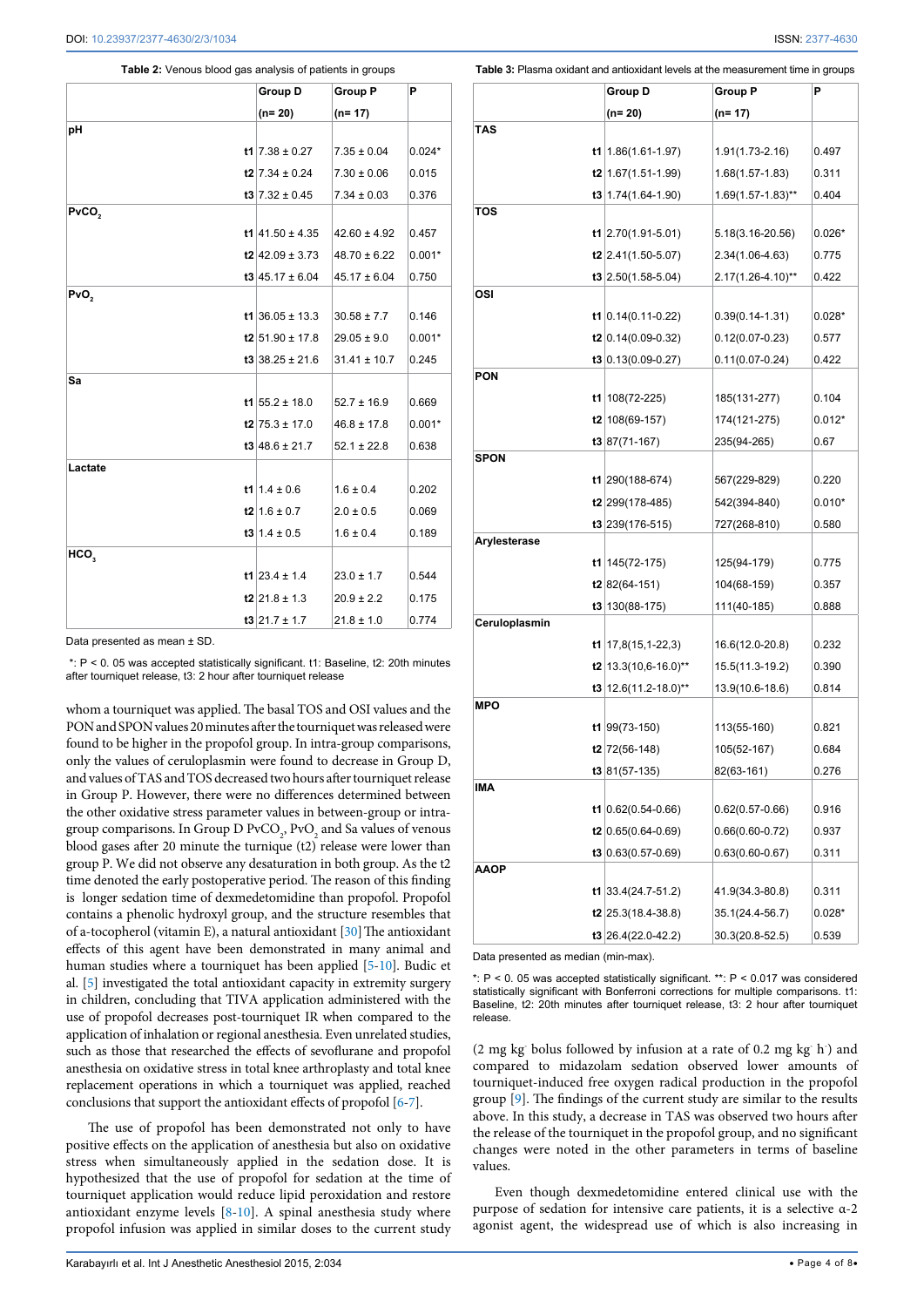**Table 2:** Venous blood gas analysis of patients in groups

| | | Group D (n= 20) | Group P (n= 17) | P |
|---|---|---|---|---|
| pH | | | | |
| | t1 | 7.38 ± 0.27 | 7.35 ± 0.04 | 0.024* |
| | t2 | 7.34 ± 0.24 | 7.30 ± 0.06 | 0.015 |
| | t3 | 7.32 ± 0.45 | 7.34 ± 0.03 | 0.376 |
| $PvCO_2$ | | | | |
| | t1 | 41.50 ± 4.35 | 42.60 ± 4.92 | 0.457 |
| | t2 | 42.09 ± 3.73 | 48.70 ± 6.22 | 0.001* |
| | t3 | 45.17 ± 6.04 | 45.17 ± 6.04 | 0.750 |
| $PvO_2$ | | | | |
| | t1 | 36.05 ± 13.3 | 30.58 ± 7.7 | 0.146 |
| | t2 | 51.90 ± 17.8 | 29.05 ± 9.0 | 0.001* |
| | t3 | 38.25 ± 21.6 | 31.41 ± 10.7 | 0.245 |
| Sa | | | | |
| | t1 | 55.2 ± 18.0 | 52.7 ± 16.9 | 0.669 |
| | t2 | 75.3 ± 17.0 | 46.8 ± 17.8 | 0.001* |
| | t3 | 48.6 ± 21.7 | 52.1 ± 22.8 | 0.638 |
| Lactate | | | | |
| | t1 | 1.4 ± 0.6 | 1.6 ± 0.4 | 0.202 |
| | t2 | 1.6 ± 0.7 | 2.0 ± 0.5 | 0.069 |
| | t3 | 1.4 ± 0.5 | 1.6 ± 0.4 | 0.189 |
| $HCO_3$ | | | | |
| | t1 | 23.4 ± 1.4 | 23.0 ± 1.7 | 0.544 |
| | t2 | 21.8 ± 1.3 | 20.9 ± 2.2 | 0.175 |
| | t3 | 21.7 ± 1.7 | 21.8 ± 1.0 | 0.774 |

Data presented as mean ± SD.

*: P < 0. 05 was accepted statistically significant. t1: Baseline, t2: 20th minutes after tourniquet release, t3: 2 hour after tourniquet release

whom a tourniquet was applied. The basal TOS and OSI values and the PON and SPON values 20 minutes after the tourniquet was released were found to be higher in the propofol group. In intra-group comparisons, only the values of ceruloplasmin were found to decrease in Group D, and values of TAS and TOS decreased two hours after tourniquet release in Group P. However, there were no differences determined between the other oxidative stress parameter values in between-group or intra-group comparisons. In Group D $PvCO_2$, $PvO_2$ and Sa values of venous blood gases after 20 minute the turnique (t2) release were lower than group P. We did not observe any desaturation in both group. As the t2 time denoted the early postoperative period. The reason of this finding is longer sedation time of dexmedetomidine than propofol. Propofol contains a phenolic hydroxyl group, and the structure resembles that of a-tocopherol (vitamin E), a natural antioxidant [30] The antioxidant effects of this agent have been demonstrated in many animal and human studies where a tourniquet has been applied [5-10]. Budic et al. [5] investigated the total antioxidant capacity in extremity surgery in children, concluding that TIVA application administered with the use of propofol decreases post-tourniquet IR when compared to the application of inhalation or regional anesthesia. Even unrelated studies, such as those that researched the effects of sevoflurane and propofol anesthesia on oxidative stress in total knee arthroplasty and total knee replacement operations in which a tourniquet was applied, reached conclusions that support the antioxidant effects of propofol [6-7].

The use of propofol has been demonstrated not only to have positive effects on the application of anesthesia but also on oxidative stress when simultaneously applied in the sedation dose. It is hypothesized that the use of propofol for sedation at the time of tourniquet application would reduce lipid peroxidation and restore antioxidant enzyme levels [8-10]. A spinal anesthesia study where propofol infusion was applied in similar doses to the current study

**Table 3:** Plasma oxidant and antioxidant levels at the measurement time in groups

| | | Group D (n= 20) | Group P (n= 17) | P |
|---|---|---|---|---|
| TAS | | | | |
| | t1 | 1.86(1.61-1.97) | 1.91(1.73-2.16) | 0.497 |
| | t2 | 1.67(1.51-1.99) | 1.68(1.57-1.83) | 0.311 |
| | t3 | 1.74(1.64-1.90) | 1.69(1.57-1.83)** | 0.404 |
| TOS | | | | |
| | t1 | 2.70(1.91-5.01) | 5.18(3.16-20.56) | 0.026* |
| | t2 | 2.41(1.50-5.07) | 2.34(1.06-4.63) | 0.775 |
| | t3 | 2.50(1.58-5.04) | 2.17(1.26-4.10)** | 0.422 |
| OSI | | | | |
| | t1 | 0.14(0.11-0.22) | 0.39(0.14-1.31) | 0.028* |
| | t2 | 0.14(0.09-0.32) | 0.12(0.07-0.23) | 0.577 |
| | t3 | 0.13(0.09-0.27) | 0.11(0.07-0.24) | 0.422 |
| PON | | | | |
| | t1 | 108(72-225) | 185(131-277) | 0.104 |
| | t2 | 108(69-157) | 174(121-275) | 0.012* |
| | t3 | 87(71-167) | 235(94-265) | 0.67 |
| SPON | | | | |
| | t1 | 290(188-674) | 567(229-829) | 0.220 |
| | t2 | 299(178-485) | 542(394-840) | 0.010* |
| | t3 | 239(176-515) | 727(268-810) | 0.580 |
| Arylesterase | | | | |
| | t1 | 145(72-175) | 125(94-179) | 0.775 |
| | t2 | 82(64-151) | 104(68-159) | 0.357 |
| | t3 | 130(88-175) | 111(40-185) | 0.888 |
| Ceruloplasmin | | | | |
| | t1 | 17,8(15,1-22,3) | 16.6(12.0-20.8) | 0.232 |
| | t2 | 13.3(10,6-16.0)** | 15.5(11.3-19.2) | 0.390 |
| | t3 | 12.6(11.2-18.0)** | 13.9(10.6-18.6) | 0.814 |
| MPO | | | | |
| | t1 | 99(73-150) | 113(55-160) | 0.821 |
| | t2 | 72(56-148) | 105(52-167) | 0.684 |
| | t3 | 81(57-135) | 82(63-161) | 0.276 |
| IMA | | | | |
| | t1 | 0.62(0.54-0.66) | 0.62(0.57-0.66) | 0.916 |
| | t2 | 0.65(0.64-0.69) | 0.66(0.60-0.72) | 0.937 |
| | t3 | 0.63(0.57-0.69) | 0.63(0.60-0.67) | 0.311 |
| AAOP | | | | |
| | t1 | 33.4(24.7-51.2) | 41.9(34.3-80.8) | 0.311 |
| | t2 | 25.3(18.4-38.8) | 35.1(24.4-56.7) | 0.028* |
| | t3 | 26.4(22.0-42.2) | 30.3(20.8-52.5) | 0.539 |

Data presented as median (min-max).

*: P < 0. 05 was accepted statistically significant. **: P < 0.017 was considered statistically significant with Bonferroni corrections for multiple comparisons. t1: Baseline, t2: 20th minutes after tourniquet release, t3: 2 hour after tourniquet release.

(2 mg $kg^{-}$ bolus followed by infusion at a rate of 0.2 mg $kg^{-}$ $h^{-}$) and compared to midazolam sedation observed lower amounts of tourniquet-induced free oxygen radical production in the propofol group [9]. The findings of the current study are similar to the results above. In this study, a decrease in TAS was observed two hours after the release of the tourniquet in the propofol group, and no significant changes were noted in the other parameters in terms of baseline values.

Even though dexmedetomidine entered clinical use with the purpose of sedation for intensive care patients, it is a selective α-2 agonist agent, the widespread use of which is also increasing in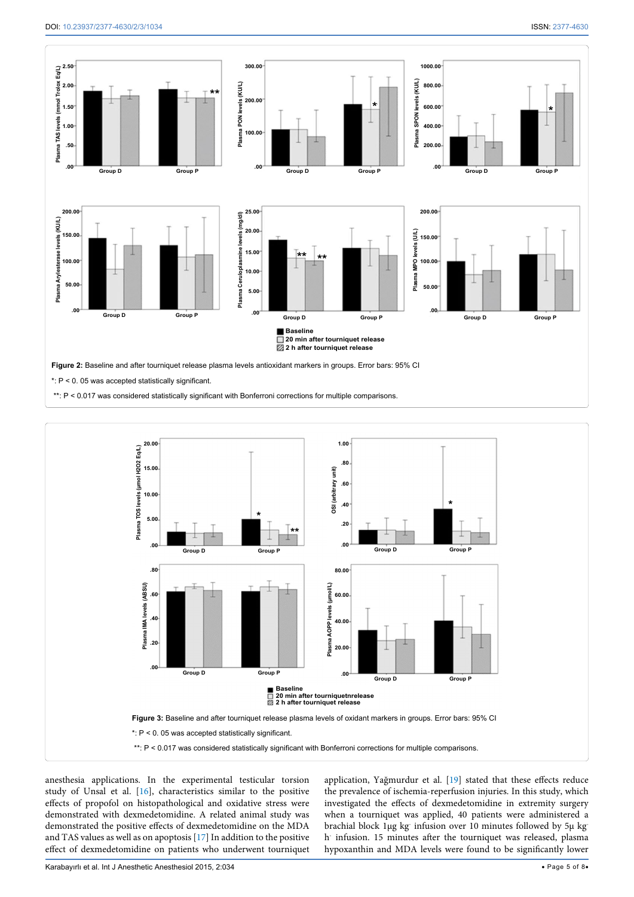**Figure 2:** Baseline and after tourniquet release plasma levels antioxidant markers in groups. Error bars: 95% CI

*: P < 0. 05 was accepted statistically significant.

**: P < 0.017 was considered statistically significant with Bonferroni corrections for multiple comparisons.

**Figure 3:** Baseline and after tourniquet release plasma levels of oxidant markers in groups. Error bars: 95% CI

*: P < 0. 05 was accepted statistically significant.

**: P < 0.017 was considered statistically significant with Bonferroni corrections for multiple comparisons.

anesthesia applications. In the experimental testicular torsion study of Unsal et al. [16], characteristics similar to the positive effects of propofol on histopathological and oxidative stress were demonstrated with dexmedetomidine. A related animal study was demonstrated the positive effects of dexmedetomidine on the MDA and TAS values as well as on apoptosis [17] In addition to the positive effect of dexmedetomidine on patients who underwent tourniquet application, Yağmurdur et al. [19] stated that these effects reduce the prevalence of ischemia-reperfusion injuries. In this study, which investigated the effects of dexmedetomidine in extremity surgery when a tourniquet was applied, 40 patients were administered a brachial block 1μg kg- infusion over 10 minutes followed by 5μ kg- h- infusion. 15 minutes after the tourniquet was released, plasma hypoxanthin and MDA levels were found to be significantly lower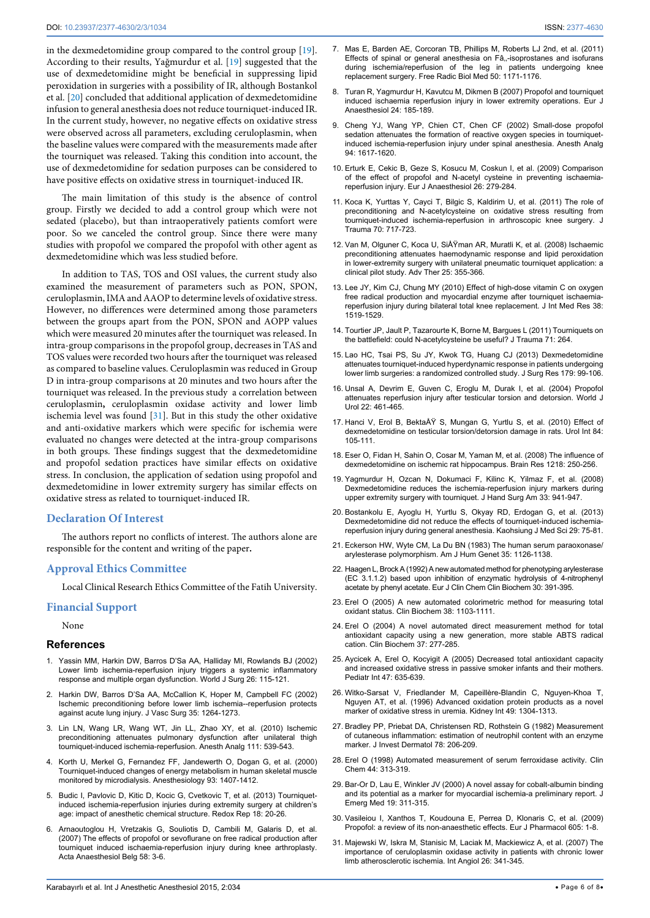in the dexmedetomidine group compared to the control group [19]. According to their results, Yağmurdur et al. [19] suggested that the use of dexmedetomidine might be beneficial in suppressing lipid peroxidation in surgeries with a possibility of IR, although Bostankol et al. [20] concluded that additional application of dexmedetomidine infusion to general anesthesia does not reduce tourniquet-induced IR. In the current study, however, no negative effects on oxidative stress were observed across all parameters, excluding ceruloplasmin, when the baseline values were compared with the measurements made after the tourniquet was released. Taking this condition into account, the use of dexmedetomidine for sedation purposes can be considered to have positive effects on oxidative stress in tourniquet-induced IR.

The main limitation of this study is the absence of control group. Firstly we decided to add a control group which were not sedated (placebo), but than intraoperatively patients comfort were poor. So we canceled the control group. Since there were many studies with propofol we compared the propofol with other agent as dexmedetomidine which was less studied before.

In addition to TAS, TOS and OSI values, the current study also examined the measurement of parameters such as PON, SPON, ceruloplasmin, IMA and AAOP to determine levels of oxidative stress. However, no differences were determined among those parameters between the groups apart from the PON, SPON and AOPP values which were measured 20 minutes after the tourniquet was released. In intra-group comparisons in the propofol group, decreases in TAS and TOS values were recorded two hours after the tourniquet was released as compared to baseline values. Ceruloplasmin was reduced in Group D in intra-group comparisons at 20 minutes and two hours after the tourniquet was released. In the previous study a correlation between ceruloplasmin**,** ceruloplasmin oxidase activity and lower limb ischemia level was found [31]. But in this study the other oxidative and anti-oxidative markers which were specific for ischemia were evaluated no changes were detected at the intra-group comparisons in both groups. These findings suggest that the dexmedetomidine and propofol sedation practices have similar effects on oxidative stress. In conclusion, the application of sedation using propofol and dexmedetomidine in lower extremity surgery has similar effects on oxidative stress as related to tourniquet-induced IR.

## Declaration Of Interest

The authors report no conflicts of interest. The authors alone are responsible for the content and writing of the paper**.**

## Approval Ethics Committee

Local Clinical Research Ethics Committee of the Fatih University.

## Financial Support

None

## References

1. Yassin MM, Harkin DW, Barros D'Sa AA, Halliday MI, Rowlands BJ (2002) Lower limb ischemia-reperfusion injury triggers a systemic inflammatory response and multiple organ dysfunction. World J Surg 26: 115-121.
2. Harkin DW, Barros D'Sa AA, McCallion K, Hoper M, Campbell FC (2002) Ischemic preconditioning before lower limb ischemia--reperfusion protects against acute lung injury. J Vasc Surg 35: 1264-1273.
3. Lin LN, Wang LR, Wang WT, Jin LL, Zhao XY, et al. (2010) Ischemic preconditioning attenuates pulmonary dysfunction after unilateral thigh tourniquet-induced ischemia-reperfusion. Anesth Analg 111: 539-543.
4. Korth U, Merkel G, Fernandez FF, Jandewerth O, Dogan G, et al. (2000) Tourniquet-induced changes of energy metabolism in human skeletal muscle monitored by microdialysis. Anesthesiology 93: 1407-1412.
5. Budic I, Pavlovic D, Kitic D, Kocic G, Cvetkovic T, et al. (2013) Tourniquet-induced ischemia-reperfusion injuries during extremity surgery at children's age: impact of anesthetic chemical structure. Redox Rep 18: 20-26.
6. Arnaoutoglou H, Vretzakis G, Souliotis D, Cambili M, Galaris D, et al. (2007) The effects of propofol or sevoflurane on free radical production after tourniquet induced ischaemia-reperfusion injury during knee arthroplasty. Acta Anaesthesiol Belg 58: 3-6.
7. Mas E, Barden AE, Corcoran TB, Phillips M, Roberts LJ 2nd, et al. (2011) Effects of spinal or general anesthesia on Fâ,-isoprostanes and isofurans during ischemia/reperfusion of the leg in patients undergoing knee replacement surgery. Free Radic Biol Med 50: 1171-1176.
8. Turan R, Yagmurdur H, Kavutcu M, Dikmen B (2007) Propofol and tourniquet induced ischaemia reperfusion injury in lower extremity operations. Eur J Anaesthesiol 24: 185-189.
9. Cheng YJ, Wang YP, Chien CT, Chen CF (2002) Small-dose propofol sedation attenuates the formation of reactive oxygen species in tourniquet-induced ischemia-reperfusion injury under spinal anesthesia. Anesth Analg 94: 1617-1620.
10. Erturk E, Cekic B, Geze S, Kosucu M, Coskun I, et al. (2009) Comparison of the effect of propofol and N-acetyl cysteine in preventing ischaemia-reperfusion injury. Eur J Anaesthesiol 26: 279-284.
11. Koca K, Yurttas Y, Cayci T, Bilgic S, Kaldirim U, et al. (2011) The role of preconditioning and N-acetylcysteine on oxidative stress resulting from tourniquet-induced ischemia-reperfusion in arthroscopic knee surgery. J Trauma 70: 717-723.
12. Van M, Olguner C, Koca U, SiÅŸman AR, Muratli K, et al. (2008) Ischaemic preconditioning attenuates haemodynamic response and lipid peroxidation in lower-extremity surgery with unilateral pneumatic tourniquet application: a clinical pilot study. Adv Ther 25: 355-366.
13. Lee JY, Kim CJ, Chung MY (2010) Effect of high-dose vitamin C on oxygen free radical production and myocardial enzyme after tourniquet ischaemia-reperfusion injury during bilateral total knee replacement. J Int Med Res 38: 1519-1529.
14. Tourtier JP, Jault P, Tazarourte K, Borne M, Bargues L (2011) Tourniquets on the battlefield: could N-acetylcysteine be useful? J Trauma 71: 264.
15. Lao HC, Tsai PS, Su JY, Kwok TG, Huang CJ (2013) Dexmedetomidine attenuates tourniquet-induced hyperdynamic response in patients undergoing lower limb surgeries: a randomized controlled study. J Surg Res 179: 99-106.
16. Unsal A, Devrim E, Guven C, Eroglu M, Durak I, et al. (2004) Propofol attenuates reperfusion injury after testicular torsion and detorsion. World J Urol 22: 461-465.
17. Hanci V, Erol B, BektaÅŸ S, Mungan G, Yurtlu S, et al. (2010) Effect of dexmedetomidine on testicular torsion/detorsion damage in rats. Urol Int 84: 105-111.
18. Eser O, Fidan H, Sahin O, Cosar M, Yaman M, et al. (2008) The influence of dexmedetomidine on ischemic rat hippocampus. Brain Res 1218: 250-256.
19. Yagmurdur H, Ozcan N, Dokumaci F, Kilinc K, Yilmaz F, et al. (2008) Dexmedetomidine reduces the ischemia-reperfusion injury markers during upper extremity surgery with tourniquet. J Hand Surg Am 33: 941-947.
20. Bostankolu E, Ayoglu H, Yurtlu S, Okyay RD, Erdogan G, et al. (2013) Dexmedetomidine did not reduce the effects of tourniquet-induced ischemia-reperfusion injury during general anesthesia. Kaohsiung J Med Sci 29: 75-81.
21. Eckerson HW, Wyte CM, La Du BN (1983) The human serum paraoxonase/arylesterase polymorphism. Am J Hum Genet 35: 1126-1138.
22. Haagen L, Brock A (1992) A new automated method for phenotyping arylesterase (EC 3.1.1.2) based upon inhibition of enzymatic hydrolysis of 4-nitrophenyl acetate by phenyl acetate. Eur J Clin Chem Clin Biochem 30: 391-395.
23. Erel O (2005) A new automated colorimetric method for measuring total oxidant status. Clin Biochem 38: 1103-1111.
24. Erel O (2004) A novel automated direct measurement method for total antioxidant capacity using a new generation, more stable ABTS radical cation. Clin Biochem 37: 277-285.
25. Aycicek A, Erel O, Kocyigit A (2005) Decreased total antioxidant capacity and increased oxidative stress in passive smoker infants and their mothers. Pediatr Int 47: 635-639.
26. Witko-Sarsat V, Friedlander M, Capeillère-Blandin C, Nguyen-Khoa T, Nguyen AT, et al. (1996) Advanced oxidation protein products as a novel marker of oxidative stress in uremia. Kidney Int 49: 1304-1313.
27. Bradley PP, Priebat DA, Christensen RD, Rothstein G (1982) Measurement of cutaneous inflammation: estimation of neutrophil content with an enzyme marker. J Invest Dermatol 78: 206-209.
28. Erel O (1998) Automated measurement of serum ferroxidase activity. Clin Chem 44: 313-319.
29. Bar-Or D, Lau E, Winkler JV (2000) A novel assay for cobalt-albumin binding and its potential as a marker for myocardial ischemia-a preliminary report. J Emerg Med 19: 311-315.
30. Vasileiou I, Xanthos T, Koudouna E, Perrea D, Klonaris C, et al. (2009) Propofol: a review of its non-anaesthetic effects. Eur J Pharmacol 605: 1-8.
31. Majewski W, Iskra M, Stanisic M, Laciak M, Mackiewicz A, et al. (2007) The importance of ceruloplasmin oxidase activity in patients with chronic lower limb atherosclerotic ischemia. Int Angiol 26: 341-345.